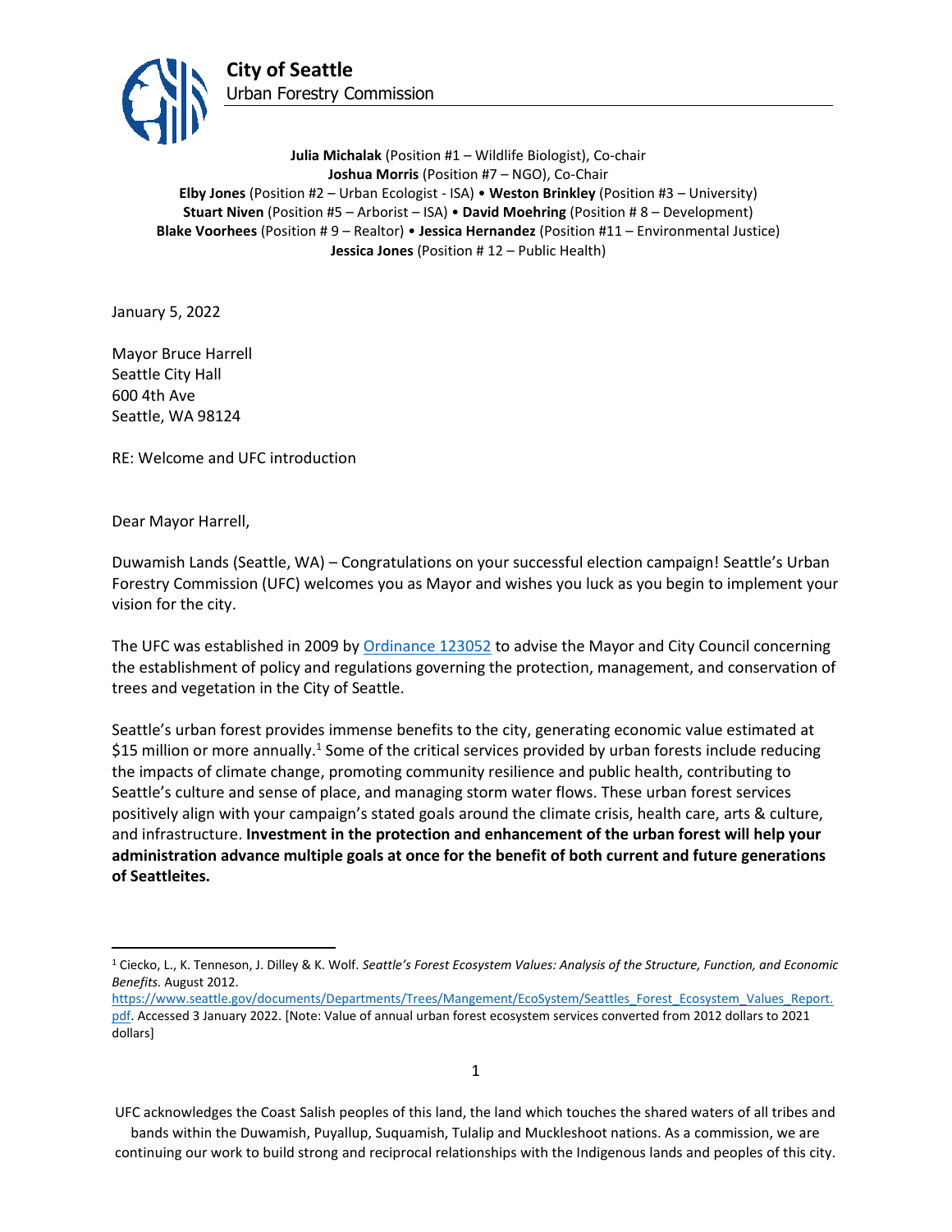# City of Seattle
Urban Forestry Commission

**Julia Michalak** (Position #1 – Wildlife Biologist), Co-chair
**Joshua Morris** (Position #7 – NGO), Co-Chair
**Elby Jones** (Position #2 – Urban Ecologist - ISA) • **Weston Brinkley** (Position #3 – University)
**Stuart Niven** (Position #5 – Arborist – ISA) • **David Moehring** (Position # 8 – Development)
**Blake Voorhees** (Position # 9 – Realtor) • **Jessica Hernandez** (Position #11 – Environmental Justice)
**Jessica Jones** (Position # 12 – Public Health)

January 5, 2022

Mayor Bruce Harrell
Seattle City Hall
600 4th Ave
Seattle, WA 98124

RE: Welcome and UFC introduction

Dear Mayor Harrell,

Duwamish Lands (Seattle, WA) – Congratulations on your successful election campaign! Seattle's Urban Forestry Commission (UFC) welcomes you as Mayor and wishes you luck as you begin to implement your vision for the city.

The UFC was established in 2009 by [Ordinance 123052](Ordinance 123052) to advise the Mayor and City Council concerning the establishment of policy and regulations governing the protection, management, and conservation of trees and vegetation in the City of Seattle.

Seattle's urban forest provides immense benefits to the city, generating economic value estimated at $15 million or more annually.[1] Some of the critical services provided by urban forests include reducing the impacts of climate change, promoting community resilience and public health, contributing to Seattle's culture and sense of place, and managing storm water flows. These urban forest services positively align with your campaign's stated goals around the climate crisis, health care, arts & culture, and infrastructure. **Investment in the protection and enhancement of the urban forest will help your administration advance multiple goals at once for the benefit of both current and future generations of Seattleites.**

[1] Ciecko, L., K. Tenneson, J. Dilley & K. Wolf. *Seattle's Forest Ecosystem Values: Analysis of the Structure, Function, and Economic Benefits.* August 2012. https://www.seattle.gov/documents/Departments/Trees/Mangement/EcoSystem/Seattles_Forest_Ecosystem_Values_Report.pdf. Accessed 3 January 2022. [Note: Value of annual urban forest ecosystem services converted from 2012 dollars to 2021 dollars]

UFC acknowledges the Coast Salish peoples of this land, the land which touches the shared waters of all tribes and bands within the Duwamish, Puyallup, Suquamish, Tulalip and Muckleshoot nations. As a commission, we are continuing our work to build strong and reciprocal relationships with the Indigenous lands and peoples of this city.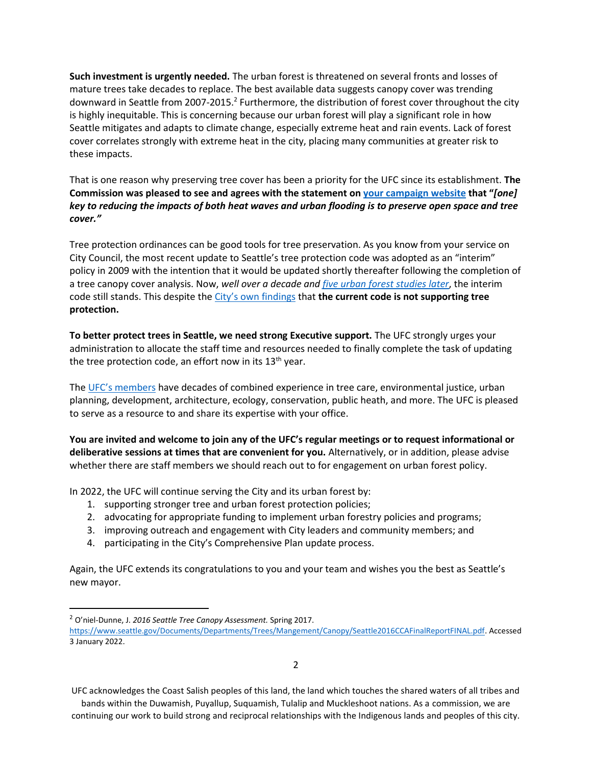**Such investment is urgently needed.** The urban forest is threatened on several fronts and losses of mature trees take decades to replace. The best available data suggests canopy cover was trending downward in Seattle from 2007-2015.[2] Furthermore, the distribution of forest cover throughout the city is highly inequitable. This is concerning because our urban forest will play a significant role in how Seattle mitigates and adapts to climate change, especially extreme heat and rain events. Lack of forest cover correlates strongly with extreme heat in the city, placing many communities at greater risk to these impacts.

That is one reason why preserving tree cover has been a priority for the UFC since its establishment. **The Commission was pleased to see and agrees with the statement on [your campaign website](#) that "*[one] key to reducing the impacts of both heat waves and urban flooding is to preserve open space and tree cover."***

Tree protection ordinances can be good tools for tree preservation. As you know from your service on City Council, the most recent update to Seattle's tree protection code was adopted as an "interim" policy in 2009 with the intention that it would be updated shortly thereafter following the completion of a tree canopy cover analysis. Now, *well over a decade and [five urban forest studies later](#)*, the interim code still stands. This despite the [City's own findings](#) that **the current code is not supporting tree protection.**

**To better protect trees in Seattle, we need strong Executive support.** The UFC strongly urges your administration to allocate the staff time and resources needed to finally complete the task of updating the tree protection code, an effort now in its 13th year.

The [UFC's members](#) have decades of combined experience in tree care, environmental justice, urban planning, development, architecture, ecology, conservation, public heath, and more. The UFC is pleased to serve as a resource to and share its expertise with your office.

**You are invited and welcome to join any of the UFC's regular meetings or to request informational or deliberative sessions at times that are convenient for you.** Alternatively, or in addition, please advise whether there are staff members we should reach out to for engagement on urban forest policy.

In 2022, the UFC will continue serving the City and its urban forest by:

1. supporting stronger tree and urban forest protection policies;
2. advocating for appropriate funding to implement urban forestry policies and programs;
3. improving outreach and engagement with City leaders and community members; and
4. participating in the City's Comprehensive Plan update process.

Again, the UFC extends its congratulations to you and your team and wishes you the best as Seattle's new mayor.

---

[2] O'niel-Dunne, J. *2016 Seattle Tree Canopy Assessment.* Spring 2017. https://www.seattle.gov/Documents/Departments/Trees/Mangement/Canopy/Seattle2016CCAFinalReportFINAL.pdf. Accessed 3 January 2022.

UFC acknowledges the Coast Salish peoples of this land, the land which touches the shared waters of all tribes and bands within the Duwamish, Puyallup, Suquamish, Tulalip and Muckleshoot nations. As a commission, we are continuing our work to build strong and reciprocal relationships with the Indigenous lands and peoples of this city.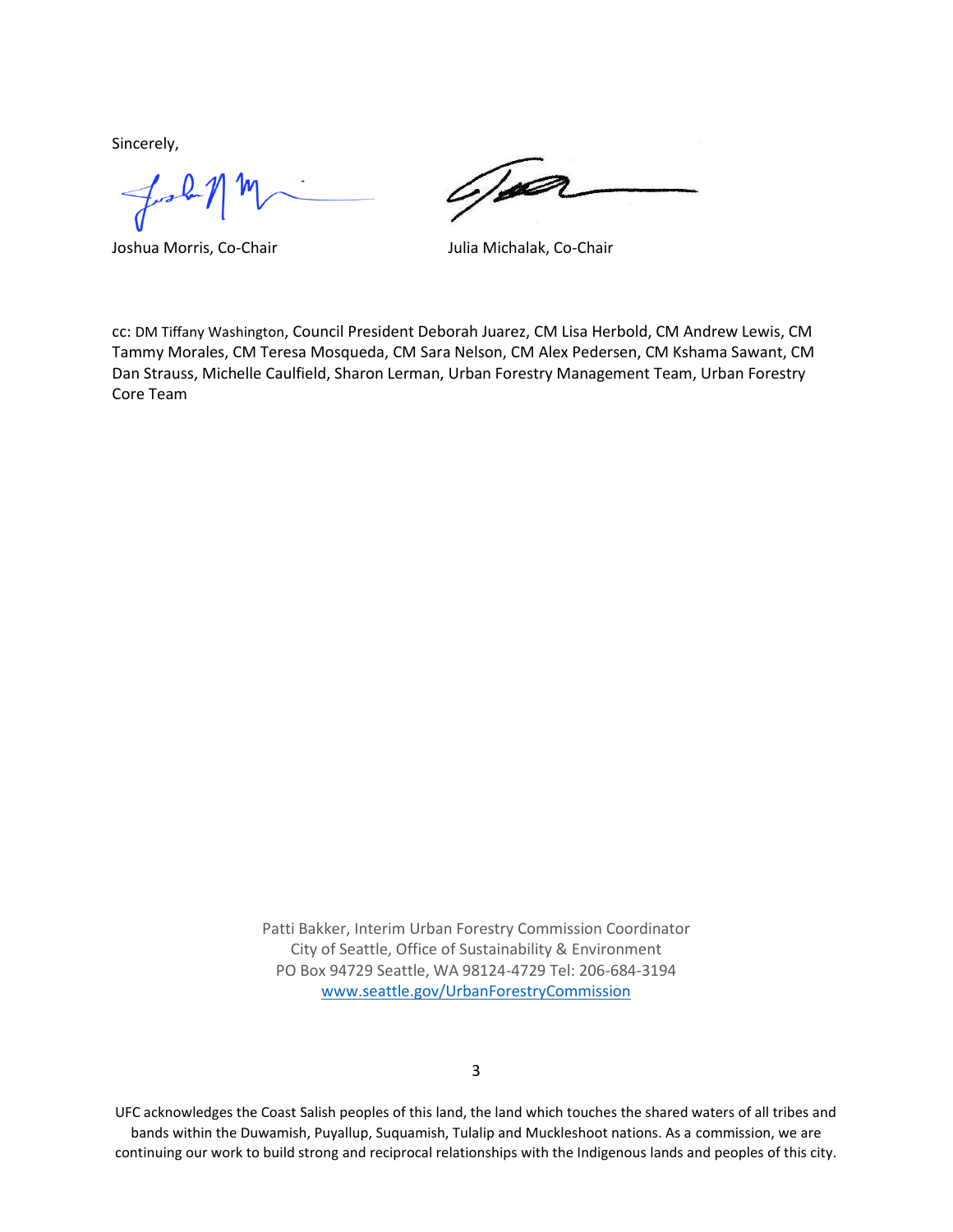Sincerely,

Joshua Morris, Co-Chair

Julia Michalak, Co-Chair

cc: DM Tiffany Washington, Council President Deborah Juarez, CM Lisa Herbold, CM Andrew Lewis, CM Tammy Morales, CM Teresa Mosqueda, CM Sara Nelson, CM Alex Pedersen, CM Kshama Sawant, CM Dan Strauss, Michelle Caulfield, Sharon Lerman, Urban Forestry Management Team, Urban Forestry Core Team

Patti Bakker, Interim Urban Forestry Commission Coordinator
City of Seattle, Office of Sustainability & Environment
PO Box 94729 Seattle, WA 98124-4729 Tel: 206-684-3194
www.seattle.gov/UrbanForestryCommission

UFC acknowledges the Coast Salish peoples of this land, the land which touches the shared waters of all tribes and bands within the Duwamish, Puyallup, Suquamish, Tulalip and Muckleshoot nations. As a commission, we are continuing our work to build strong and reciprocal relationships with the Indigenous lands and peoples of this city.